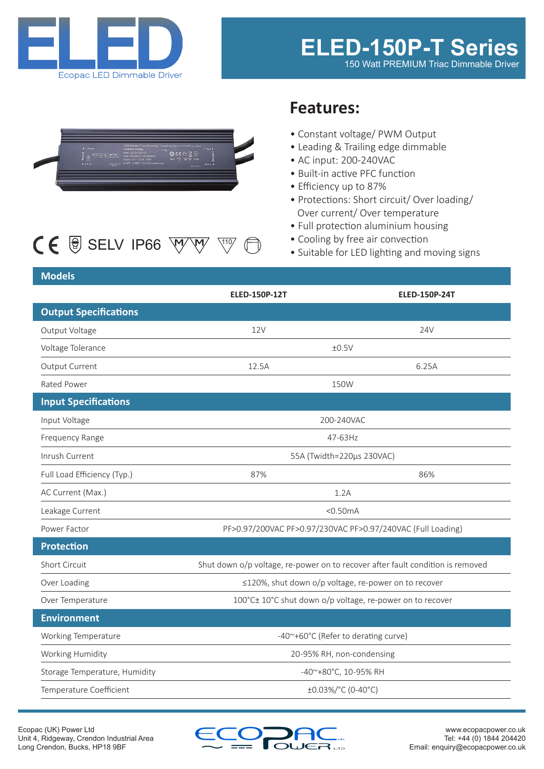ELED

Ecopac LED Dimmable Driver

# ELED-150P-T Series

150 Watt PREMIUM Triac Dimmable Driver

CE SELV IP66

## Features:

- Constant voltage/ PWM Output
- Leading & Trailing edge dimmable
- AC input: 200-240VAC
- Built-in active PFC function
- Efficiency up to 87%
- Protections: Short circuit/ Over loading/ Over current/ Over temperature
- Full protection aluminium housing
- Cooling by free air convection
- Suitable for LED lighting and moving signs

| Models | ELED-150P-12T | ELED-150P-24T |
|---|---|---|
| **Output Specifications** | | |
| Output Voltage | 12V | 24V |
| Voltage Tolerance | ±0.5V | |
| Output Current | 12.5A | 6.25A |
| Rated Power | 150W | |
| **Input Specifications** | | |
| Input Voltage | 200-240VAC | |
| Frequency Range | 47-63Hz | |
| Inrush Current | 55A (Twidth=220µs 230VAC) | |
| Full Load Efficiency (Typ.) | 87% | 86% |
| AC Current (Max.) | 1.2A | |
| Leakage Current | <0.50mA | |
| Power Factor | PF>0.97/200VAC PF>0.97/230VAC PF>0.97/240VAC (Full Loading) | |
| **Protection** | | |
| Short Circuit | Shut down o/p voltage, re-power on to recover after fault condition is removed | |
| Over Loading | ≤120%, shut down o/p voltage, re-power on to recover | |
| Over Temperature | 100°C± 10°C shut down o/p voltage, re-power on to recover | |
| **Environment** | | |
| Working Temperature | -40~+60°C (Refer to derating curve) | |
| Working Humidity | 20-95% RH, non-condensing | |
| Storage Temperature, Humidity | -40~+80°C, 10-95% RH | |
| Temperature Coefficient | ±0.03%/°C (0-40°C) | |

Ecopac (UK) Power Ltd
Unit 4, Ridgeway, Crendon Industrial Area
Long Crendon, Bucks, HP18 9BF

www.ecopacpower.co.uk
Tel: +44 (0) 1844 204420
Email: enquiry@ecopacpower.co.uk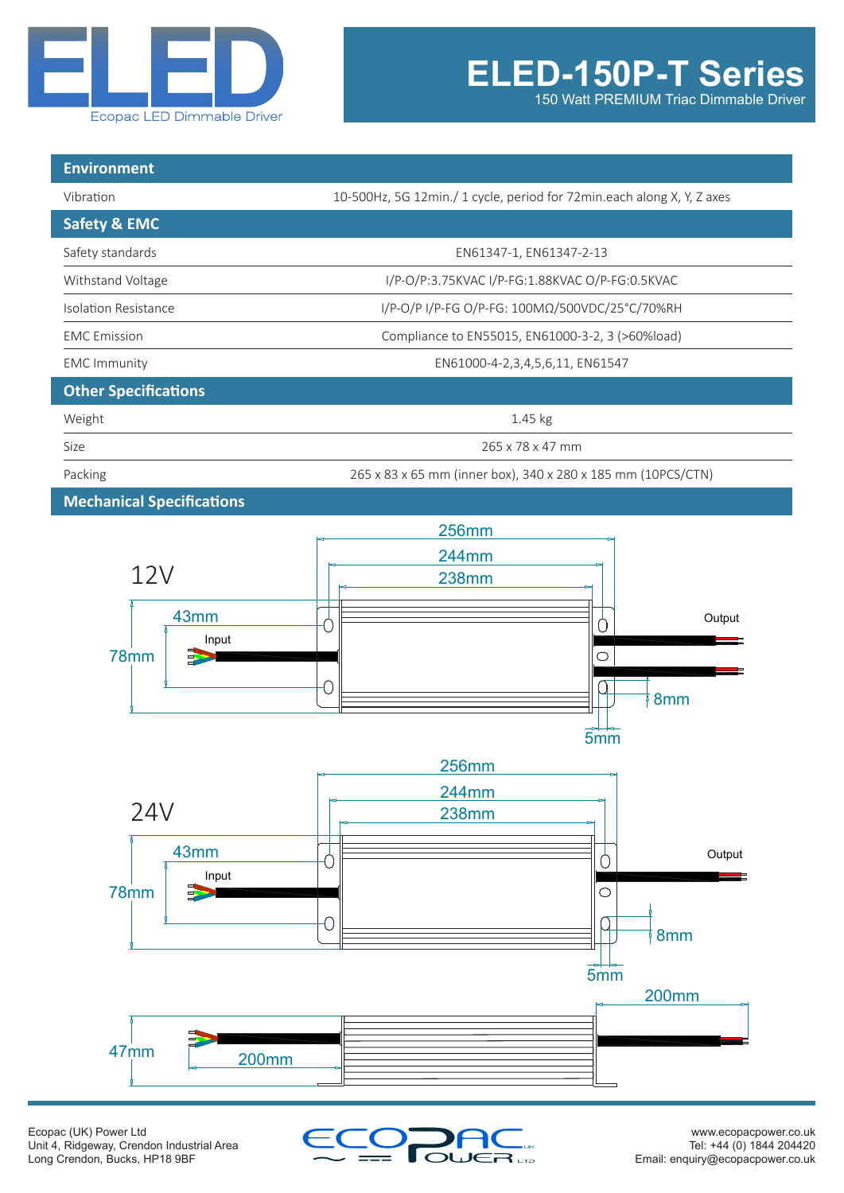# ELED-150P-T Series

150 Watt PREMIUM Triac Dimmable Driver

| Environment | |
|---|---|
| Vibration | 10-500Hz, 5G 12min./ 1 cycle, period for 72min.each along X, Y, Z axes |

| Safety & EMC | |
|---|---|
| Safety standards | EN61347-1, EN61347-2-13 |
| Withstand Voltage | I/P-O/P:3.75KVAC I/P-FG:1.88KVAC O/P-FG:0.5KVAC |
| Isolation Resistance | I/P-O/P I/P-FG O/P-FG: 100MΩ/500VDC/25°C/70%RH |
| EMC Emission | Compliance to EN55015, EN61000-3-2, 3 (>60%load) |
| EMC Immunity | EN61000-4-2,3,4,5,6,11, EN61547 |

| Other Specifications | |
|---|---|
| Weight | 1.45 kg |
| Size | 265 x 78 x 47 mm |
| Packing | 265 x 83 x 65 mm (inner box), 340 x 280 x 185 mm (10PCS/CTN) |

## Mechanical Specifications

12V

256mm, 244mm, 238mm, 43mm, 78mm, 8mm, 5mm, Input, Output

24V

256mm, 244mm, 238mm, 43mm, 78mm, 8mm, 5mm, Input, Output

47mm, 200mm, 200mm

Ecopac (UK) Power Ltd
Unit 4, Ridgeway, Crendon Industrial Area
Long Crendon, Bucks, HP18 9BF

www.ecopacpower.co.uk
Tel: +44 (0) 1844 204420
Email: enquiry@ecopacpower.co.uk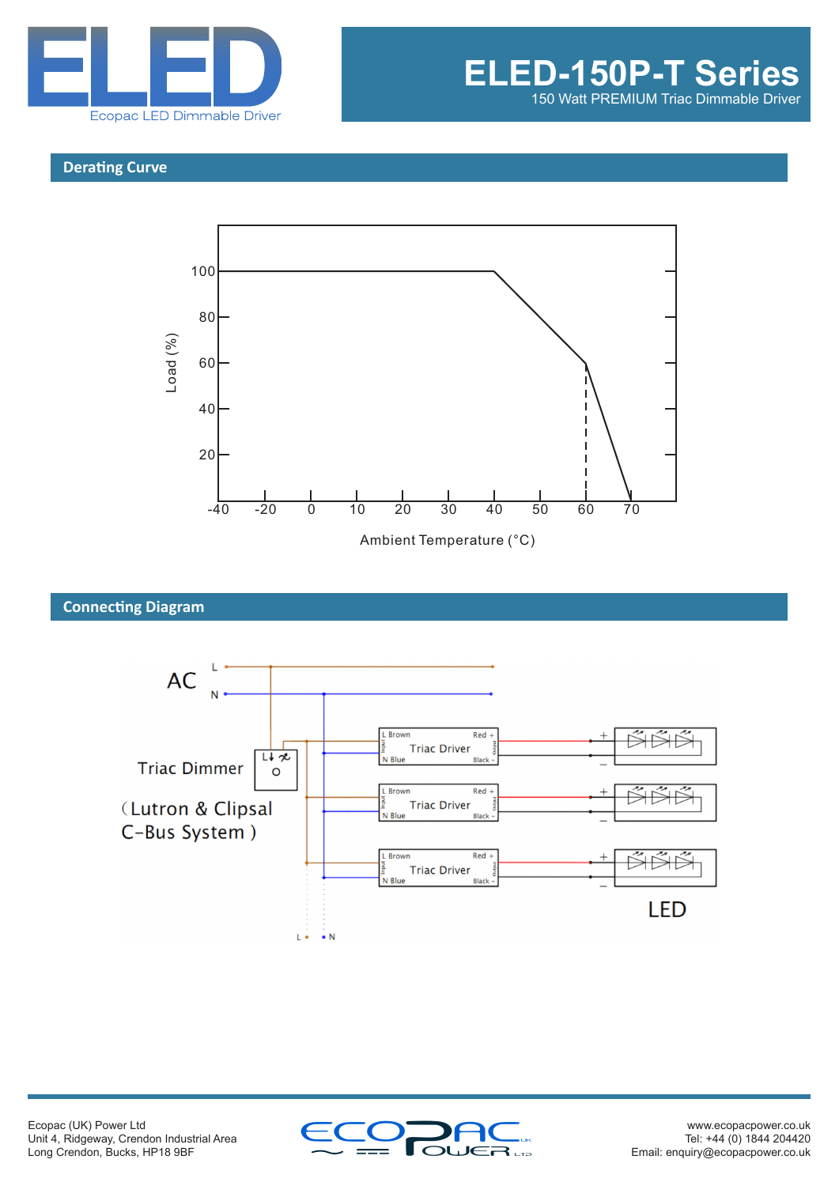# ELED-150P-T Series

150 Watt PREMIUM Triac Dimmable Driver

## Derating Curve

Load (%)

100
80
60
40
20

-40 -20 0 10 20 30 40 50 60 70

Ambient Temperature (°C)

## Connecting Diagram

AC

L
N

Triac Dimmer

(Lutron & Clipsal C-Bus System)

| Input | | Output |
|---|---|---|
| L Brown | Triac Driver | Red + |
| N Blue | | Black - |

LED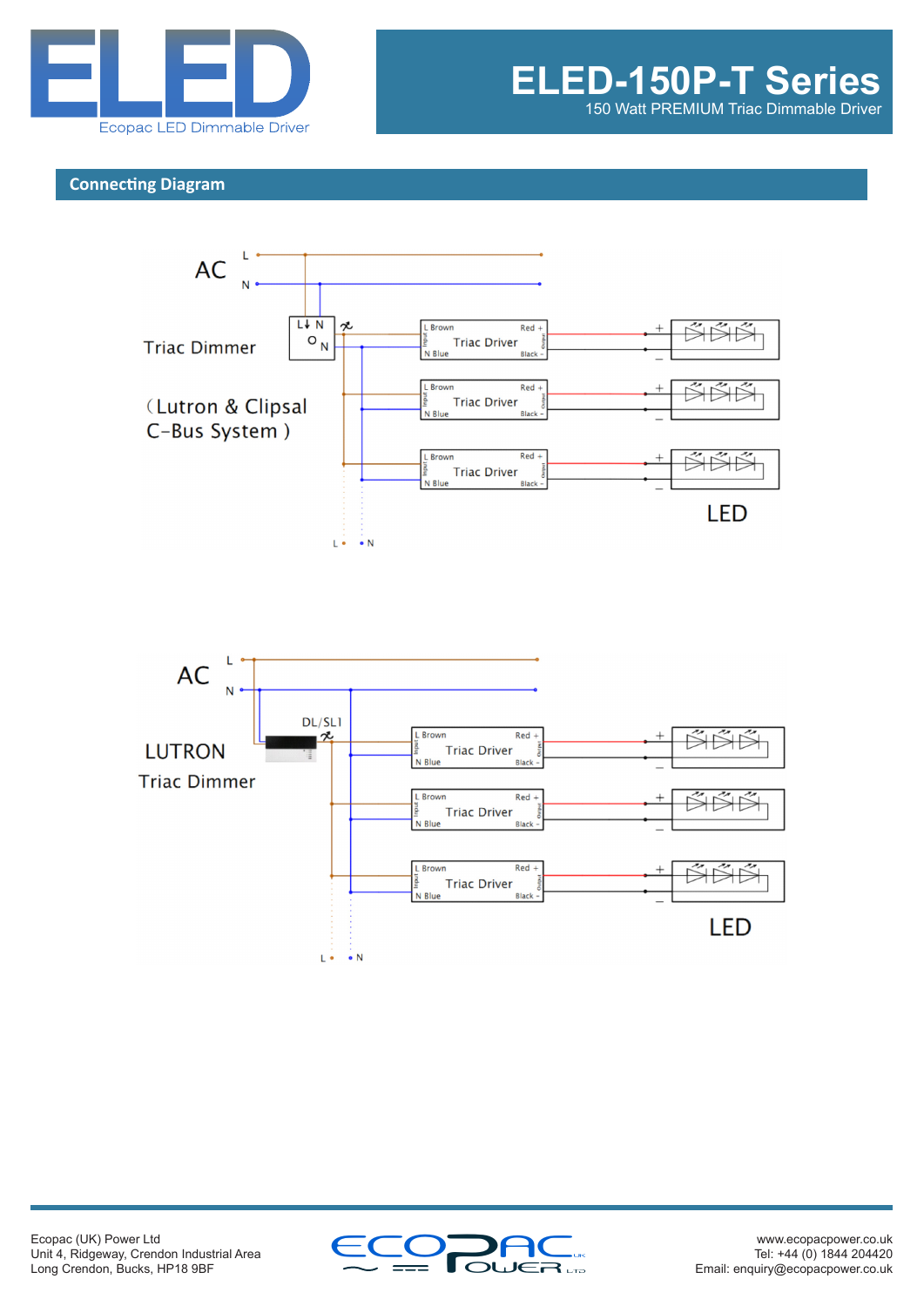## Connecting Diagram

AC

L

N

L↓ N

O N

Triac Dimmer

(Lutron & Clipsal C-Bus System)

L Brown

Red +

Input

Triac Driver

Output

N Blue

Black -

+

−

L Brown

Red +

Input

Triac Driver

Output

N Blue

Black -

+

−

L Brown

Red +

Input

Triac Driver

Output

N Blue

Black -

+

−

LED

L

N

AC

L

N

DL/SL1

LUTRON

Triac Dimmer

L Brown

Red +

Input

Triac Driver

Output

N Blue

Black -

+

−

L Brown

Red +

Input

Triac Driver

Output

N Blue

Black -

+

−

L Brown

Red +

Input

Triac Driver

Output

N Blue

Black -

+

−

LED

L

N

Ecopac (UK) Power Ltd
Unit 4, Ridgeway, Crendon Industrial Area
Long Crendon, Bucks, HP18 9BF

www.ecopacpower.co.uk
Tel: +44 (0) 1844 204420
Email: enquiry@ecopacpower.co.uk